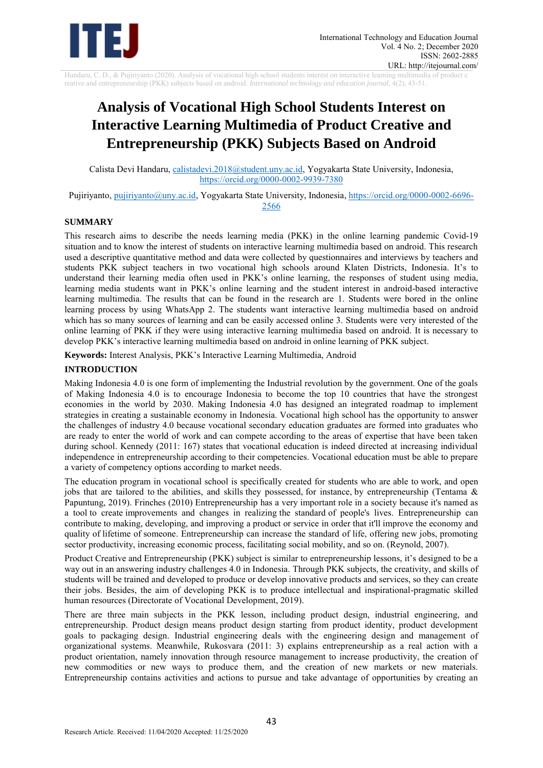# Analysis of Vocational High School Students Interest on Interactive Learning Multimedia of Product Creative and Entrepreneurship (PKK) Subjects Based on Android

Calista Devi Handaru, calistadevi.2018@student.uny.ac.id, Yogyakarta State University, Indonesia, https://orcid.org/0000-0002-9939-7380

Pujiriyanto, pujiriyanto@uny.ac.id, Yogyakarta State University, Indonesia, https://orcid.org/0000-0002-6696-2566

## SUMMARY

This research aims to describe the needs learning media (PKK) in the online learning pandemic Covid-19 situation and to know the interest of students on interactive learning multimedia based on android. This research used a descriptive quantitative method and data were collected by questionnaires and interviews by teachers and students PKK subject teachers in two vocational high schools around Klaten Districts, Indonesia. It's to understand their learning media often used in PKK's online learning, the responses of student using media, learning media students want in PKK's online learning and the student interest in android-based interactive learning multimedia. The results that can be found in the research are 1. Students were bored in the online learning process by using WhatsApp 2. The students want interactive learning multimedia based on android which has so many sources of learning and can be easily accessed online 3. Students were very interested of the online learning of PKK if they were using interactive learning multimedia based on android. It is necessary to develop PKK's interactive learning multimedia based on android in online learning of PKK subject.

**Keywords:** Interest Analysis, PKK's Interactive Learning Multimedia, Android

## INTRODUCTION

Making Indonesia 4.0 is one form of implementing the Industrial revolution by the government. One of the goals of Making Indonesia 4.0 is to encourage Indonesia to become the top 10 countries that have the strongest economies in the world by 2030. Making Indonesia 4.0 has designed an integrated roadmap to implement strategies in creating a sustainable economy in Indonesia. Vocational high school has the opportunity to answer the challenges of industry 4.0 because vocational secondary education graduates are formed into graduates who are ready to enter the world of work and can compete according to the areas of expertise that have been taken during school. Kennedy (2011: 167) states that vocational education is indeed directed at increasing individual independence in entrepreneurship according to their competencies. Vocational education must be able to prepare a variety of competency options according to market needs.

The education program in vocational school is specifically created for students who are able to work, and open jobs that are tailored to the abilities, and skills they possessed, for instance, by entrepreneurship (Tentama & Papuntung, 2019). Frinches (2010) Entrepreneurship has a very important role in a society because it's named as a tool to create improvements and changes in realizing the standard of people's lives. Entrepreneurship can contribute to making, developing, and improving a product or service in order that it'll improve the economy and quality of lifetime of someone. Entrepreneurship can increase the standard of life, offering new jobs, promoting sector productivity, increasing economic process, facilitating social mobility, and so on. (Reynold, 2007).

Product Creative and Entrepreneurship (PKK) subject is similar to entrepreneurship lessons, it's designed to be a way out in an answering industry challenges 4.0 in Indonesia. Through PKK subjects, the creativity, and skills of students will be trained and developed to produce or develop innovative products and services, so they can create their jobs. Besides, the aim of developing PKK is to produce intellectual and inspirational-pragmatic skilled human resources (Directorate of Vocational Development, 2019).

There are three main subjects in the PKK lesson, including product design, industrial engineering, and entrepreneurship. Product design means product design starting from product identity, product development goals to packaging design. Industrial engineering deals with the engineering design and management of organizational systems. Meanwhile, Rukosvara (2011: 3) explains entrepreneurship as a real action with a product orientation, namely innovation through resource management to increase productivity, the creation of new commodities or new ways to produce them, and the creation of new markets or new materials. Entrepreneurship contains activities and actions to pursue and take advantage of opportunities by creating an

Research Article. Received: 11/04/2020 Accepted: 11/25/2020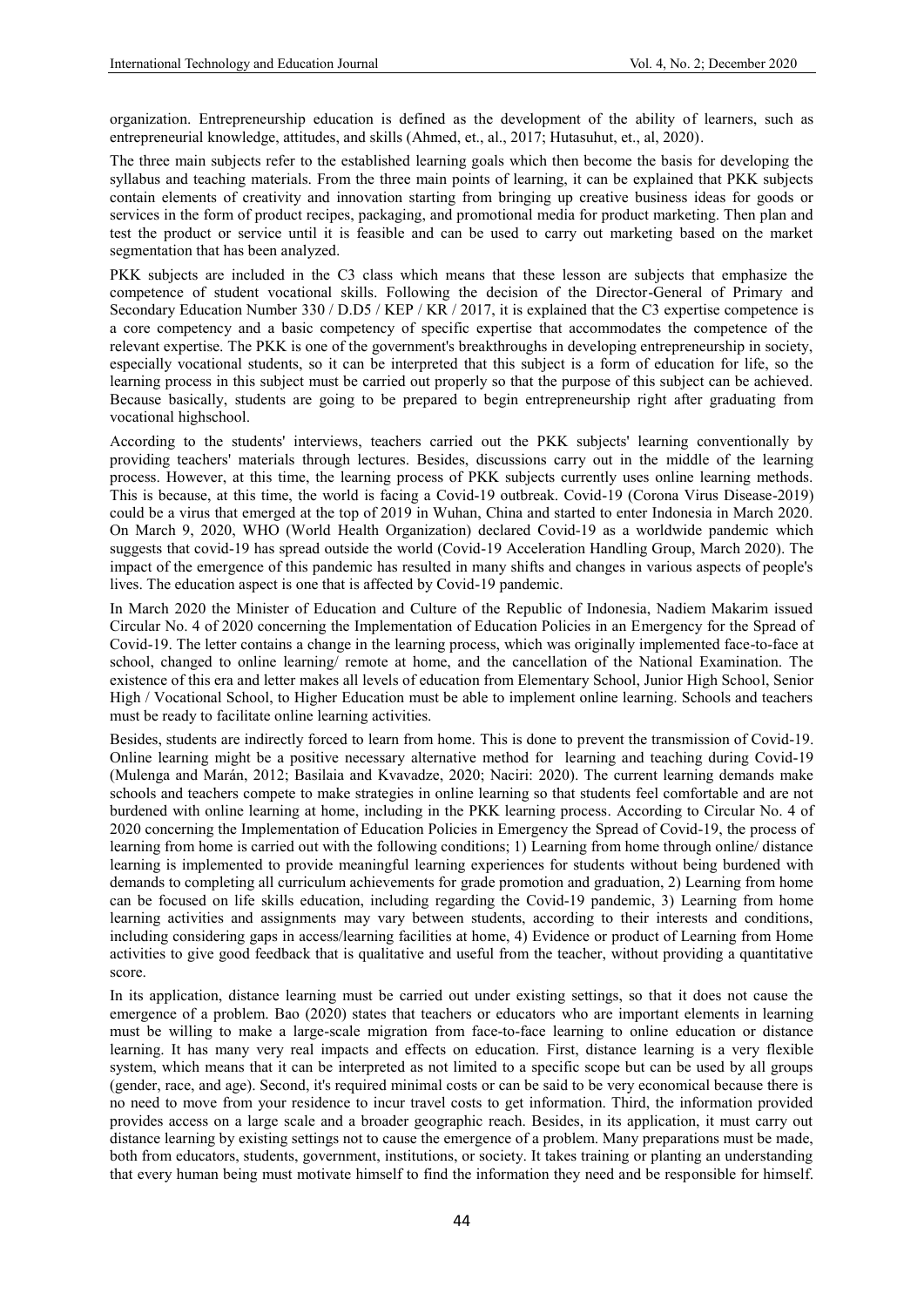organization. Entrepreneurship education is defined as the development of the ability of learners, such as entrepreneurial knowledge, attitudes, and skills (Ahmed, et., al., 2017; Hutasuhut, et., al, 2020).

The three main subjects refer to the established learning goals which then become the basis for developing the syllabus and teaching materials. From the three main points of learning, it can be explained that PKK subjects contain elements of creativity and innovation starting from bringing up creative business ideas for goods or services in the form of product recipes, packaging, and promotional media for product marketing. Then plan and test the product or service until it is feasible and can be used to carry out marketing based on the market segmentation that has been analyzed.

PKK subjects are included in the C3 class which means that these lesson are subjects that emphasize the competence of student vocational skills. Following the decision of the Director-General of Primary and Secondary Education Number 330 / D.D5 / KEP / KR / 2017, it is explained that the C3 expertise competence is a core competency and a basic competency of specific expertise that accommodates the competence of the relevant expertise. The PKK is one of the government's breakthroughs in developing entrepreneurship in society, especially vocational students, so it can be interpreted that this subject is a form of education for life, so the learning process in this subject must be carried out properly so that the purpose of this subject can be achieved. Because basically, students are going to be prepared to begin entrepreneurship right after graduating from vocational highschool.

According to the students' interviews, teachers carried out the PKK subjects' learning conventionally by providing teachers' materials through lectures. Besides, discussions carry out in the middle of the learning process. However, at this time, the learning process of PKK subjects currently uses online learning methods. This is because, at this time, the world is facing a Covid-19 outbreak. Covid-19 (Corona Virus Disease-2019) could be a virus that emerged at the top of 2019 in Wuhan, China and started to enter Indonesia in March 2020. On March 9, 2020, WHO (World Health Organization) declared Covid-19 as a worldwide pandemic which suggests that covid-19 has spread outside the world (Covid-19 Acceleration Handling Group, March 2020). The impact of the emergence of this pandemic has resulted in many shifts and changes in various aspects of people's lives. The education aspect is one that is affected by Covid-19 pandemic.

In March 2020 the Minister of Education and Culture of the Republic of Indonesia, Nadiem Makarim issued Circular No. 4 of 2020 concerning the Implementation of Education Policies in an Emergency for the Spread of Covid-19. The letter contains a change in the learning process, which was originally implemented face-to-face at school, changed to online learning/ remote at home, and the cancellation of the National Examination. The existence of this era and letter makes all levels of education from Elementary School, Junior High School, Senior High / Vocational School, to Higher Education must be able to implement online learning. Schools and teachers must be ready to facilitate online learning activities.

Besides, students are indirectly forced to learn from home. This is done to prevent the transmission of Covid-19. Online learning might be a positive necessary alternative method for learning and teaching during Covid-19 (Mulenga and Marán, 2012; Basilaia and Kvavadze, 2020; Naciri: 2020). The current learning demands make schools and teachers compete to make strategies in online learning so that students feel comfortable and are not burdened with online learning at home, including in the PKK learning process. According to Circular No. 4 of 2020 concerning the Implementation of Education Policies in Emergency the Spread of Covid-19, the process of learning from home is carried out with the following conditions; 1) Learning from home through online/ distance learning is implemented to provide meaningful learning experiences for students without being burdened with demands to completing all curriculum achievements for grade promotion and graduation, 2) Learning from home can be focused on life skills education, including regarding the Covid-19 pandemic, 3) Learning from home learning activities and assignments may vary between students, according to their interests and conditions, including considering gaps in access/learning facilities at home, 4) Evidence or product of Learning from Home activities to give good feedback that is qualitative and useful from the teacher, without providing a quantitative score.

In its application, distance learning must be carried out under existing settings, so that it does not cause the emergence of a problem. Bao (2020) states that teachers or educators who are important elements in learning must be willing to make a large-scale migration from face-to-face learning to online education or distance learning. It has many very real impacts and effects on education. First, distance learning is a very flexible system, which means that it can be interpreted as not limited to a specific scope but can be used by all groups (gender, race, and age). Second, it's required minimal costs or can be said to be very economical because there is no need to move from your residence to incur travel costs to get information. Third, the information provided provides access on a large scale and a broader geographic reach. Besides, in its application, it must carry out distance learning by existing settings not to cause the emergence of a problem. Many preparations must be made, both from educators, students, government, institutions, or society. It takes training or planting an understanding that every human being must motivate himself to find the information they need and be responsible for himself.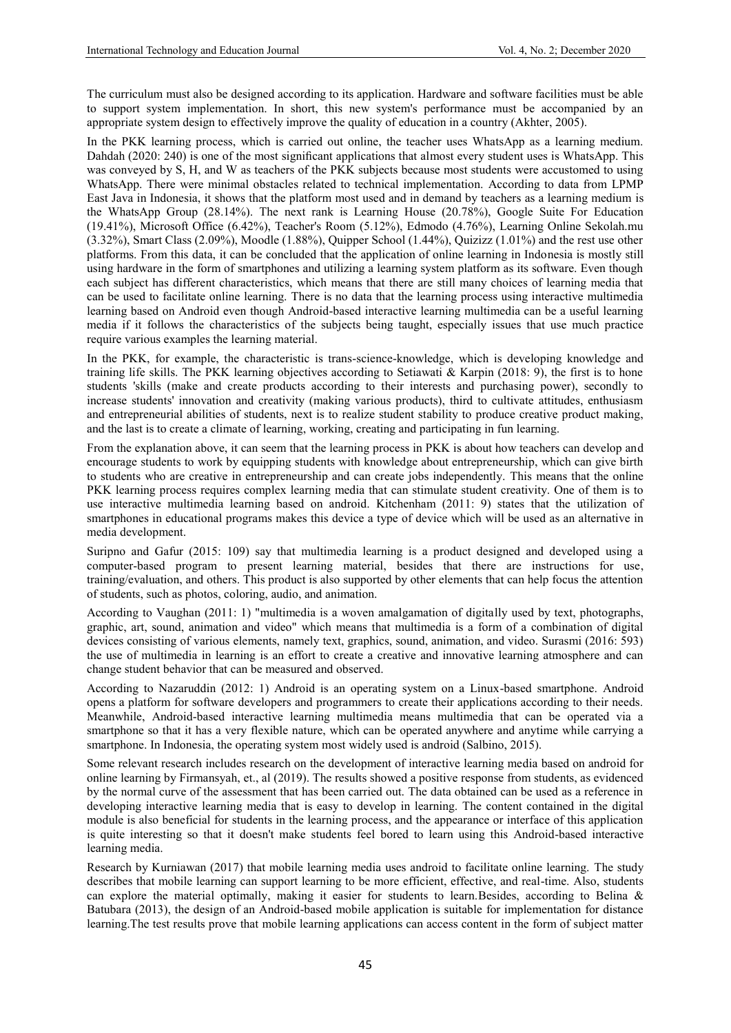The curriculum must also be designed according to its application. Hardware and software facilities must be able to support system implementation. In short, this new system's performance must be accompanied by an appropriate system design to effectively improve the quality of education in a country (Akhter, 2005).

In the PKK learning process, which is carried out online, the teacher uses WhatsApp as a learning medium. Dahdah (2020: 240) is one of the most significant applications that almost every student uses is WhatsApp. This was conveyed by S, H, and W as teachers of the PKK subjects because most students were accustomed to using WhatsApp. There were minimal obstacles related to technical implementation. According to data from LPMP East Java in Indonesia, it shows that the platform most used and in demand by teachers as a learning medium is the WhatsApp Group (28.14%). The next rank is Learning House (20.78%), Google Suite For Education (19.41%), Microsoft Office (6.42%), Teacher's Room (5.12%), Edmodo (4.76%), Learning Online Sekolah.mu (3.32%), Smart Class (2.09%), Moodle (1.88%), Quipper School (1.44%), Quizizz (1.01%) and the rest use other platforms. From this data, it can be concluded that the application of online learning in Indonesia is mostly still using hardware in the form of smartphones and utilizing a learning system platform as its software. Even though each subject has different characteristics, which means that there are still many choices of learning media that can be used to facilitate online learning. There is no data that the learning process using interactive multimedia learning based on Android even though Android-based interactive learning multimedia can be a useful learning media if it follows the characteristics of the subjects being taught, especially issues that use much practice require various examples the learning material.

In the PKK, for example, the characteristic is trans-science-knowledge, which is developing knowledge and training life skills. The PKK learning objectives according to Setiawati & Karpin (2018: 9), the first is to hone students 'skills (make and create products according to their interests and purchasing power), secondly to increase students' innovation and creativity (making various products), third to cultivate attitudes, enthusiasm and entrepreneurial abilities of students, next is to realize student stability to produce creative product making, and the last is to create a climate of learning, working, creating and participating in fun learning.

From the explanation above, it can seem that the learning process in PKK is about how teachers can develop and encourage students to work by equipping students with knowledge about entrepreneurship, which can give birth to students who are creative in entrepreneurship and can create jobs independently. This means that the online PKK learning process requires complex learning media that can stimulate student creativity. One of them is to use interactive multimedia learning based on android. Kitchenham (2011: 9) states that the utilization of smartphones in educational programs makes this device a type of device which will be used as an alternative in media development.

Suripno and Gafur (2015: 109) say that multimedia learning is a product designed and developed using a computer-based program to present learning material, besides that there are instructions for use, training/evaluation, and others. This product is also supported by other elements that can help focus the attention of students, such as photos, coloring, audio, and animation.

According to Vaughan (2011: 1) "multimedia is a woven amalgamation of digitally used by text, photographs, graphic, art, sound, animation and video" which means that multimedia is a form of a combination of digital devices consisting of various elements, namely text, graphics, sound, animation, and video. Surasmi (2016: 593) the use of multimedia in learning is an effort to create a creative and innovative learning atmosphere and can change student behavior that can be measured and observed.

According to Nazaruddin (2012: 1) Android is an operating system on a Linux-based smartphone. Android opens a platform for software developers and programmers to create their applications according to their needs. Meanwhile, Android-based interactive learning multimedia means multimedia that can be operated via a smartphone so that it has a very flexible nature, which can be operated anywhere and anytime while carrying a smartphone. In Indonesia, the operating system most widely used is android (Salbino, 2015).

Some relevant research includes research on the development of interactive learning media based on android for online learning by Firmansyah, et., al (2019). The results showed a positive response from students, as evidenced by the normal curve of the assessment that has been carried out. The data obtained can be used as a reference in developing interactive learning media that is easy to develop in learning. The content contained in the digital module is also beneficial for students in the learning process, and the appearance or interface of this application is quite interesting so that it doesn't make students feel bored to learn using this Android-based interactive learning media.

Research by Kurniawan (2017) that mobile learning media uses android to facilitate online learning. The study describes that mobile learning can support learning to be more efficient, effective, and real-time. Also, students can explore the material optimally, making it easier for students to learn.Besides, according to Belina & Batubara (2013), the design of an Android-based mobile application is suitable for implementation for distance learning.The test results prove that mobile learning applications can access content in the form of subject matter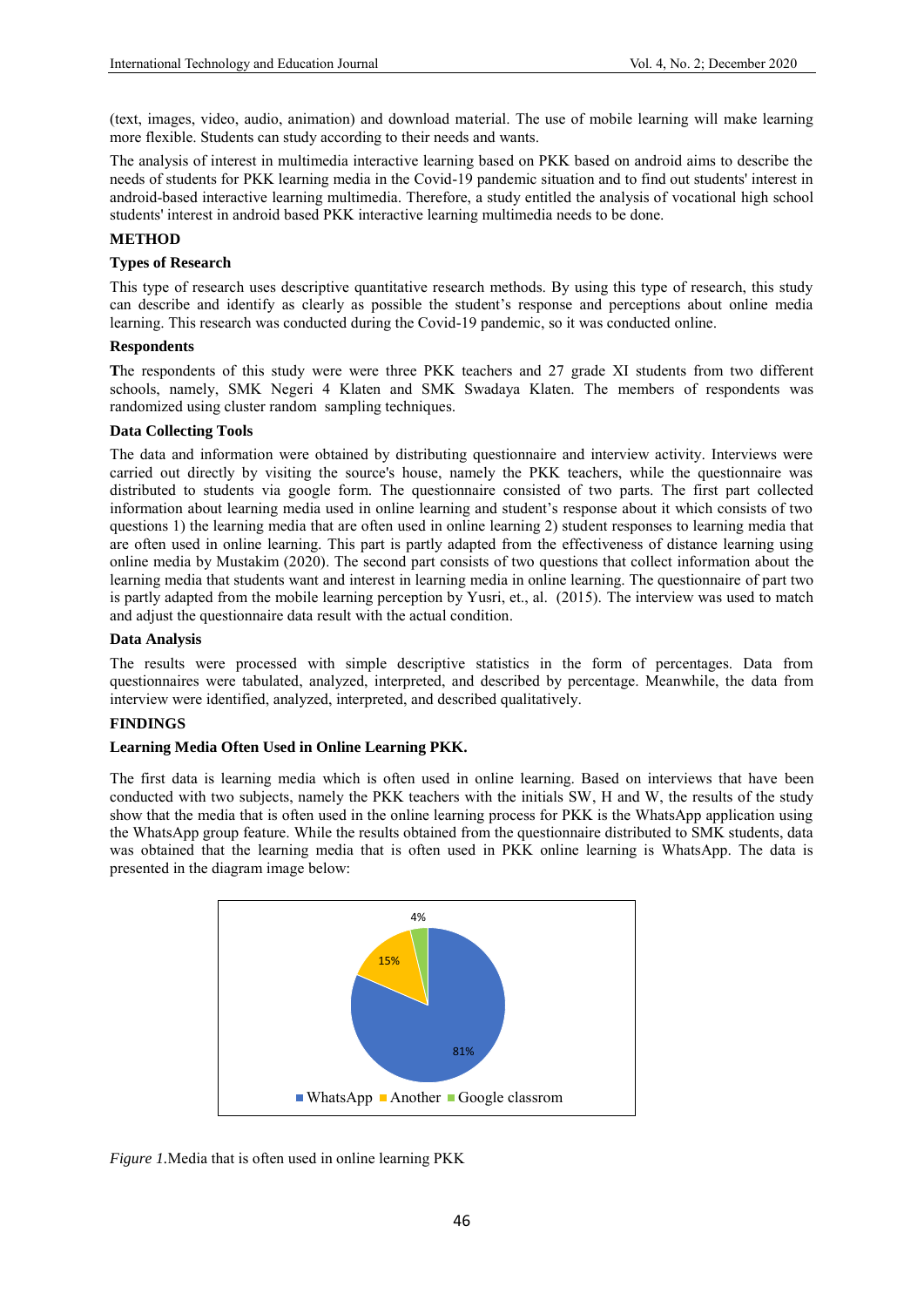(text, images, video, audio, animation) and download material. The use of mobile learning will make learning more flexible. Students can study according to their needs and wants.

The analysis of interest in multimedia interactive learning based on PKK based on android aims to describe the needs of students for PKK learning media in the Covid-19 pandemic situation and to find out students' interest in android-based interactive learning multimedia. Therefore, a study entitled the analysis of vocational high school students' interest in android based PKK interactive learning multimedia needs to be done.

## METHOD

### Types of Research

This type of research uses descriptive quantitative research methods. By using this type of research, this study can describe and identify as clearly as possible the student's response and perceptions about online media learning. This research was conducted during the Covid-19 pandemic, so it was conducted online.

### Respondents

The respondents of this study were were three PKK teachers and 27 grade XI students from two different schools, namely, SMK Negeri 4 Klaten and SMK Swadaya Klaten. The members of respondents was randomized using cluster random sampling techniques.

### Data Collecting Tools

The data and information were obtained by distributing questionnaire and interview activity. Interviews were carried out directly by visiting the source's house, namely the PKK teachers, while the questionnaire was distributed to students via google form. The questionnaire consisted of two parts. The first part collected information about learning media used in online learning and student's response about it which consists of two questions 1) the learning media that are often used in online learning 2) student responses to learning media that are often used in online learning. This part is partly adapted from the effectiveness of distance learning using online media by Mustakim (2020). The second part consists of two questions that collect information about the learning media that students want and interest in learning media in online learning. The questionnaire of part two is partly adapted from the mobile learning perception by Yusri, et., al. (2015). The interview was used to match and adjust the questionnaire data result with the actual condition.

### Data Analysis

The results were processed with simple descriptive statistics in the form of percentages. Data from questionnaires were tabulated, analyzed, interpreted, and described by percentage. Meanwhile, the data from interview were identified, analyzed, interpreted, and described qualitatively.

## FINDINGS

### Learning Media Often Used in Online Learning PKK.

The first data is learning media which is often used in online learning. Based on interviews that have been conducted with two subjects, namely the PKK teachers with the initials SW, H and W, the results of the study show that the media that is often used in the online learning process for PKK is the WhatsApp application using the WhatsApp group feature. While the results obtained from the questionnaire distributed to SMK students, data was obtained that the learning media that is often used in PKK online learning is WhatsApp. The data is presented in the diagram image below:

| Media | Percentage |
|---|---|
| WhatsApp | 81% |
| Another | 15% |
| Google classrom | 4% |

*Figure 1.*Media that is often used in online learning PKK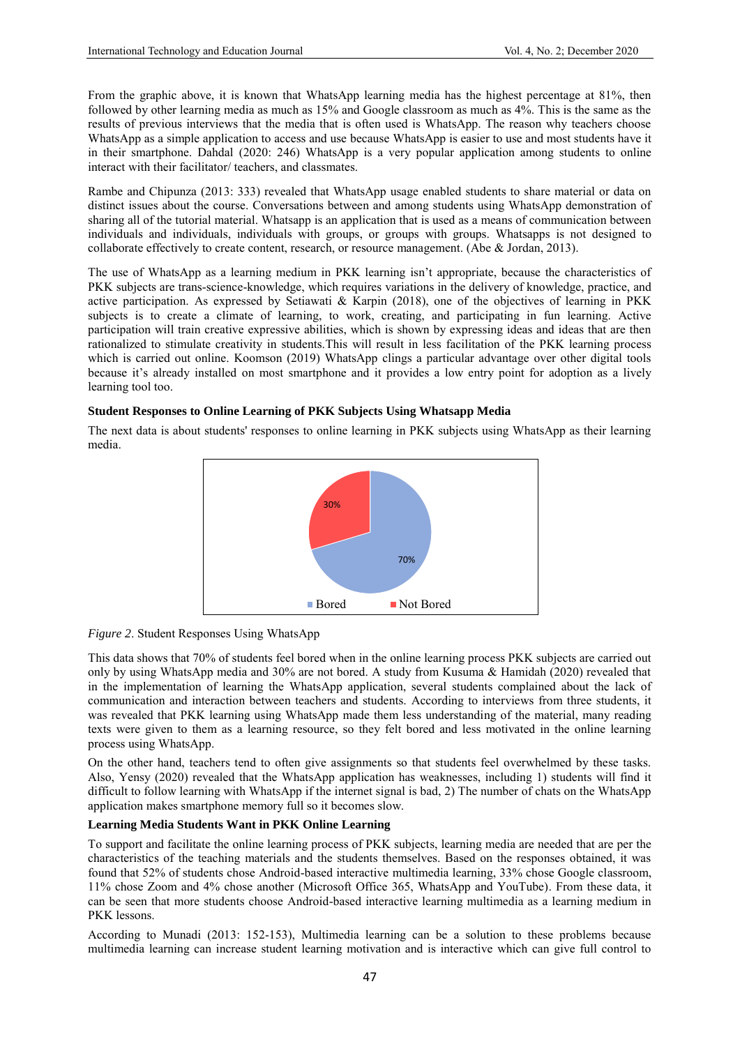From the graphic above, it is known that WhatsApp learning media has the highest percentage at 81%, then followed by other learning media as much as 15% and Google classroom as much as 4%. This is the same as the results of previous interviews that the media that is often used is WhatsApp. The reason why teachers choose WhatsApp as a simple application to access and use because WhatsApp is easier to use and most students have it in their smartphone. Dahdal (2020: 246) WhatsApp is a very popular application among students to online interact with their facilitator/ teachers, and classmates.

Rambe and Chipunza (2013: 333) revealed that WhatsApp usage enabled students to share material or data on distinct issues about the course. Conversations between and among students using WhatsApp demonstration of sharing all of the tutorial material. Whatsapp is an application that is used as a means of communication between individuals and individuals, individuals with groups, or groups with groups. Whatsapps is not designed to collaborate effectively to create content, research, or resource management. (Abe & Jordan, 2013).

The use of WhatsApp as a learning medium in PKK learning isn't appropriate, because the characteristics of PKK subjects are trans-science-knowledge, which requires variations in the delivery of knowledge, practice, and active participation. As expressed by Setiawati & Karpin (2018), one of the objectives of learning in PKK subjects is to create a climate of learning, to work, creating, and participating in fun learning. Active participation will train creative expressive abilities, which is shown by expressing ideas and ideas that are then rationalized to stimulate creativity in students.This will result in less facilitation of the PKK learning process which is carried out online. Koomson (2019) WhatsApp clings a particular advantage over other digital tools because it's already installed on most smartphone and it provides a low entry point for adoption as a lively learning tool too.

### Student Responses to Online Learning of PKK Subjects Using Whatsapp Media

The next data is about students' responses to online learning in PKK subjects using WhatsApp as their learning media.

*Figure 2*. Student Responses Using WhatsApp

This data shows that 70% of students feel bored when in the online learning process PKK subjects are carried out only by using WhatsApp media and 30% are not bored. A study from Kusuma & Hamidah (2020) revealed that in the implementation of learning the WhatsApp application, several students complained about the lack of communication and interaction between teachers and students. According to interviews from three students, it was revealed that PKK learning using WhatsApp made them less understanding of the material, many reading texts were given to them as a learning resource, so they felt bored and less motivated in the online learning process using WhatsApp.

On the other hand, teachers tend to often give assignments so that students feel overwhelmed by these tasks. Also, Yensy (2020) revealed that the WhatsApp application has weaknesses, including 1) students will find it difficult to follow learning with WhatsApp if the internet signal is bad, 2) The number of chats on the WhatsApp application makes smartphone memory full so it becomes slow.

### Learning Media Students Want in PKK Online Learning

To support and facilitate the online learning process of PKK subjects, learning media are needed that are per the characteristics of the teaching materials and the students themselves. Based on the responses obtained, it was found that 52% of students chose Android-based interactive multimedia learning, 33% chose Google classroom, 11% chose Zoom and 4% chose another (Microsoft Office 365, WhatsApp and YouTube). From these data, it can be seen that more students choose Android-based interactive learning multimedia as a learning medium in PKK lessons.

According to Munadi (2013: 152-153), Multimedia learning can be a solution to these problems because multimedia learning can increase student learning motivation and is interactive which can give full control to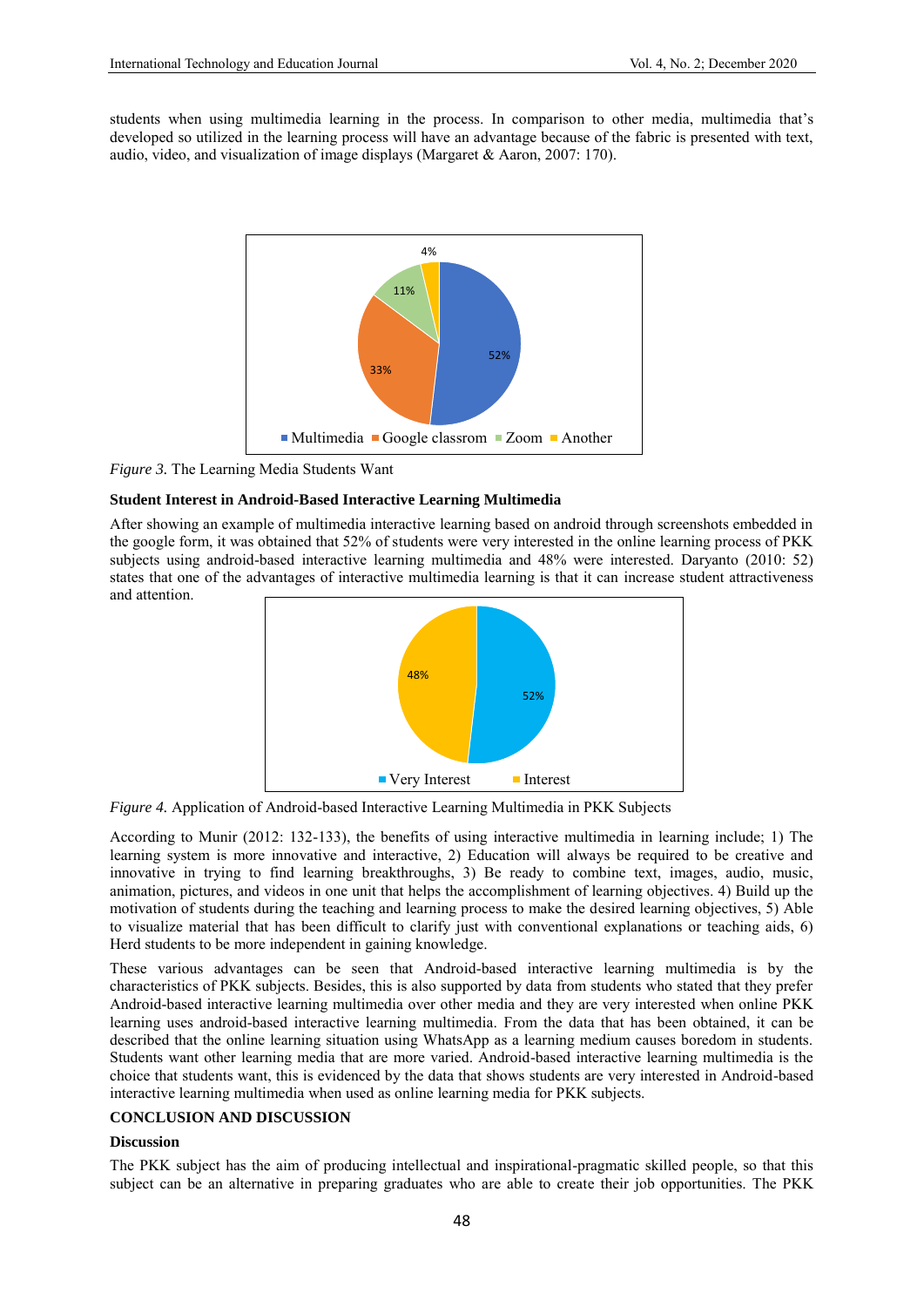students when using multimedia learning in the process. In comparison to other media, multimedia that's developed so utilized in the learning process will have an advantage because of the fabric is presented with text, audio, video, and visualization of image displays (Margaret & Aaron, 2007: 170).

*Figure 3.* The Learning Media Students Want

**Student Interest in Android-Based Interactive Learning Multimedia**

After showing an example of multimedia interactive learning based on android through screenshots embedded in the google form, it was obtained that 52% of students were very interested in the online learning process of PKK subjects using android-based interactive learning multimedia and 48% were interested. Daryanto (2010: 52) states that one of the advantages of interactive multimedia learning is that it can increase student attractiveness and attention.

*Figure 4.* Application of Android-based Interactive Learning Multimedia in PKK Subjects

According to Munir (2012: 132-133), the benefits of using interactive multimedia in learning include; 1) The learning system is more innovative and interactive, 2) Education will always be required to be creative and innovative in trying to find learning breakthroughs, 3) Be ready to combine text, images, audio, music, animation, pictures, and videos in one unit that helps the accomplishment of learning objectives. 4) Build up the motivation of students during the teaching and learning process to make the desired learning objectives, 5) Able to visualize material that has been difficult to clarify just with conventional explanations or teaching aids, 6) Herd students to be more independent in gaining knowledge.

These various advantages can be seen that Android-based interactive learning multimedia is by the characteristics of PKK subjects. Besides, this is also supported by data from students who stated that they prefer Android-based interactive learning multimedia over other media and they are very interested when online PKK learning uses android-based interactive learning multimedia. From the data that has been obtained, it can be described that the online learning situation using WhatsApp as a learning medium causes boredom in students. Students want other learning media that are more varied. Android-based interactive learning multimedia is the choice that students want, this is evidenced by the data that shows students are very interested in Android-based interactive learning multimedia when used as online learning media for PKK subjects.

## CONCLUSION AND DISCUSSION

### Discussion

The PKK subject has the aim of producing intellectual and inspirational-pragmatic skilled people, so that this subject can be an alternative in preparing graduates who are able to create their job opportunities. The PKK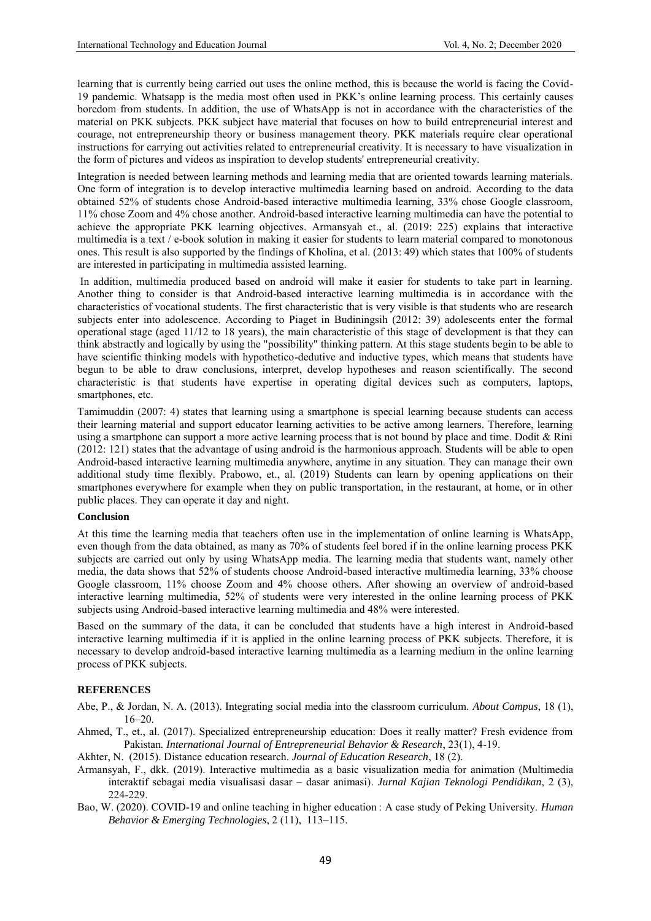learning that is currently being carried out uses the online method, this is because the world is facing the Covid-19 pandemic. Whatsapp is the media most often used in PKK's online learning process. This certainly causes boredom from students. In addition, the use of WhatsApp is not in accordance with the characteristics of the material on PKK subjects. PKK subject have material that focuses on how to build entrepreneurial interest and courage, not entrepreneurship theory or business management theory. PKK materials require clear operational instructions for carrying out activities related to entrepreneurial creativity. It is necessary to have visualization in the form of pictures and videos as inspiration to develop students' entrepreneurial creativity.

Integration is needed between learning methods and learning media that are oriented towards learning materials. One form of integration is to develop interactive multimedia learning based on android. According to the data obtained 52% of students chose Android-based interactive multimedia learning, 33% chose Google classroom, 11% chose Zoom and 4% chose another. Android-based interactive learning multimedia can have the potential to achieve the appropriate PKK learning objectives. Armansyah et., al. (2019: 225) explains that interactive multimedia is a text / e-book solution in making it easier for students to learn material compared to monotonous ones. This result is also supported by the findings of Kholina, et al. (2013: 49) which states that 100% of students are interested in participating in multimedia assisted learning.

In addition, multimedia produced based on android will make it easier for students to take part in learning. Another thing to consider is that Android-based interactive learning multimedia is in accordance with the characteristics of vocational students. The first characteristic that is very visible is that students who are research subjects enter into adolescence. According to Piaget in Budiningsih (2012: 39) adolescents enter the formal operational stage (aged 11/12 to 18 years), the main characteristic of this stage of development is that they can think abstractly and logically by using the "possibility" thinking pattern. At this stage students begin to be able to have scientific thinking models with hypothetico-dedutive and inductive types, which means that students have begun to be able to draw conclusions, interpret, develop hypotheses and reason scientifically. The second characteristic is that students have expertise in operating digital devices such as computers, laptops, smartphones, etc.

Tamimuddin (2007: 4) states that learning using a smartphone is special learning because students can access their learning material and support educator learning activities to be active among learners. Therefore, learning using a smartphone can support a more active learning process that is not bound by place and time. Dodit & Rini (2012: 121) states that the advantage of using android is the harmonious approach. Students will be able to open Android-based interactive learning multimedia anywhere, anytime in any situation. They can manage their own additional study time flexibly. Prabowo, et., al. (2019) Students can learn by opening applications on their smartphones everywhere for example when they on public transportation, in the restaurant, at home, or in other public places. They can operate it day and night.

## Conclusion

At this time the learning media that teachers often use in the implementation of online learning is WhatsApp, even though from the data obtained, as many as 70% of students feel bored if in the online learning process PKK subjects are carried out only by using WhatsApp media. The learning media that students want, namely other media, the data shows that 52% of students choose Android-based interactive multimedia learning, 33% choose Google classroom, 11% choose Zoom and 4% choose others. After showing an overview of android-based interactive learning multimedia, 52% of students were very interested in the online learning process of PKK subjects using Android-based interactive learning multimedia and 48% were interested.

Based on the summary of the data, it can be concluded that students have a high interest in Android-based interactive learning multimedia if it is applied in the online learning process of PKK subjects. Therefore, it is necessary to develop android-based interactive learning multimedia as a learning medium in the online learning process of PKK subjects.

## REFERENCES

Abe, P., & Jordan, N. A. (2013). Integrating social media into the classroom curriculum. *About Campus*, 18 (1), 16–20.

Ahmed, T., et., al. (2017). Specialized entrepreneurship education: Does it really matter? Fresh evidence from Pakistan*. International Journal of Entrepreneurial Behavior & Research*, 23(1), 4-19.

Akhter, N. (2015). Distance education research. *Journal of Education Research*, 18 (2).

Armansyah, F., dkk. (2019). Interactive multimedia as a basic visualization media for animation (Multimedia interaktif sebagai media visualisasi dasar – dasar animasi). *Jurnal Kajian Teknologi Pendidikan*, 2 (3), 224-229.

Bao, W. (2020). COVID-19 and online teaching in higher education : A case study of Peking University. *Human Behavior & Emerging Technologies*, 2 (11), 113–115.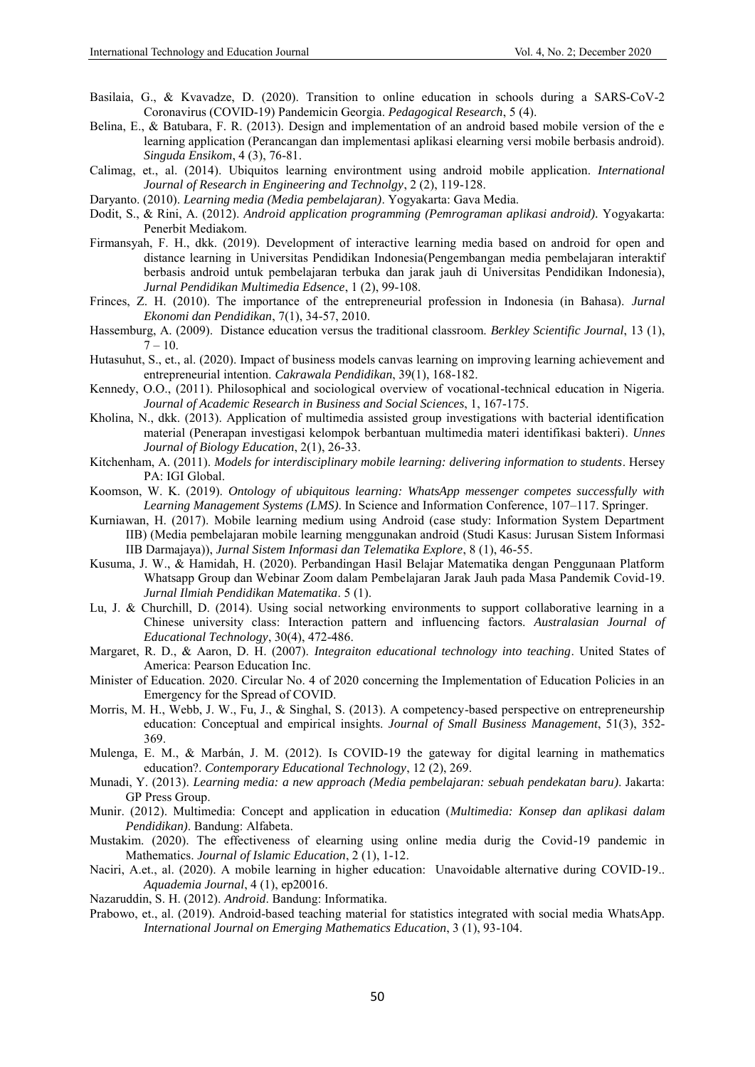Basilaia, G., & Kvavadze, D. (2020). Transition to online education in schools during a SARS-CoV-2 Coronavirus (COVID-19) Pandemicin Georgia. *Pedagogical Research*, 5 (4).

Belina, E., & Batubara, F. R. (2013). Design and implementation of an android based mobile version of the e learning application (Perancangan dan implementasi aplikasi elearning versi mobile berbasis android). *Singuda Ensikom*, 4 (3), 76-81.

Calimag, et., al. (2014). Ubiquitos learning environtment using android mobile application. *International Journal of Research in Engineering and Technolgy*, 2 (2), 119-128.

Daryanto. (2010). *Learning media (Media pembelajaran)*. Yogyakarta: Gava Media.

Dodit, S., & Rini, A. (2012). *Android application programming (Pemrograman aplikasi android).* Yogyakarta: Penerbit Mediakom.

Firmansyah, F. H., dkk. (2019). Development of interactive learning media based on android for open and distance learning in Universitas Pendidikan Indonesia(Pengembangan media pembelajaran interaktif berbasis android untuk pembelajaran terbuka dan jarak jauh di Universitas Pendidikan Indonesia), *Jurnal Pendidikan Multimedia Edsence*, 1 (2), 99-108.

Frinces, Z. H. (2010). The importance of the entrepreneurial profession in Indonesia (in Bahasa). *Jurnal Ekonomi dan Pendidikan*, 7(1), 34-57, 2010.

Hassemburg, A. (2009). Distance education versus the traditional classroom. *Berkley Scientific Journal*, 13 (1), 7 – 10.

Hutasuhut, S., et., al. (2020). Impact of business models canvas learning on improving learning achievement and entrepreneurial intention. *Cakrawala Pendidikan*, 39(1), 168-182.

Kennedy, O.O., (2011). Philosophical and sociological overview of vocational-technical education in Nigeria. *Journal of Academic Research in Business and Social Sciences*, 1, 167-175.

Kholina, N., dkk. (2013). Application of multimedia assisted group investigations with bacterial identification material (Penerapan investigasi kelompok berbantuan multimedia materi identifikasi bakteri). *Unnes Journal of Biology Education*, 2(1), 26-33.

Kitchenham, A. (2011). *Models for interdisciplinary mobile learning: delivering information to students*. Hersey PA: IGI Global.

Koomson, W. K. (2019). *Ontology of ubiquitous learning: WhatsApp messenger competes successfully with Learning Management Systems (LMS)*. In Science and Information Conference, 107–117. Springer.

Kurniawan, H. (2017). Mobile learning medium using Android (case study: Information System Department IIB) (Media pembelajaran mobile learning menggunakan android (Studi Kasus: Jurusan Sistem Informasi IIB Darmajaya)), *Jurnal Sistem Informasi dan Telematika Explore*, 8 (1), 46-55.

Kusuma, J. W., & Hamidah, H. (2020). Perbandingan Hasil Belajar Matematika dengan Penggunaan Platform Whatsapp Group dan Webinar Zoom dalam Pembelajaran Jarak Jauh pada Masa Pandemik Covid-19. *Jurnal Ilmiah Pendidikan Matematika*. 5 (1).

Lu, J. & Churchill, D. (2014). Using social networking environments to support collaborative learning in a Chinese university class: Interaction pattern and influencing factors. *Australasian Journal of Educational Technology*, 30(4), 472-486.

Margaret, R. D., & Aaron, D. H. (2007). *Integraiton educational technology into teaching*. United States of America: Pearson Education Inc.

Minister of Education. 2020. Circular No. 4 of 2020 concerning the Implementation of Education Policies in an Emergency for the Spread of COVID.

Morris, M. H., Webb, J. W., Fu, J., & Singhal, S. (2013). A competency-based perspective on entrepreneurship education: Conceptual and empirical insights. *Journal of Small Business Management*, 51(3), 352-369.

Mulenga, E. M., & Marbán, J. M. (2012). Is COVID-19 the gateway for digital learning in mathematics education?. *Contemporary Educational Technology*, 12 (2), 269.

Munadi, Y. (2013). *Learning media: a new approach (Media pembelajaran: sebuah pendekatan baru)*. Jakarta: GP Press Group.

Munir. (2012). Multimedia: Concept and application in education (*Multimedia: Konsep dan aplikasi dalam Pendidikan)*. Bandung: Alfabeta.

Mustakim. (2020). The effectiveness of elearning using online media durig the Covid-19 pandemic in Mathematics. *Journal of Islamic Education*, 2 (1), 1-12.

Naciri, A.et., al. (2020). A mobile learning in higher education: Unavoidable alternative during COVID-19.. *Aquademia Journal*, 4 (1), ep20016.

Nazaruddin, S. H. (2012). *Android*. Bandung: Informatika.

Prabowo, et., al. (2019). Android-based teaching material for statistics integrated with social media WhatsApp. *International Journal on Emerging Mathematics Education*, 3 (1), 93-104.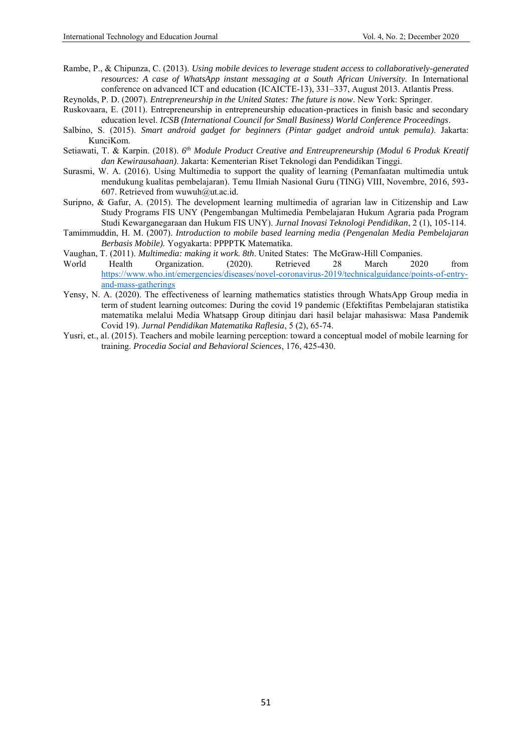Rambe, P., & Chipunza, C. (2013). *Using mobile devices to leverage student access to collaboratively-generated resources: A case of WhatsApp instant messaging at a South African University.* In International conference on advanced ICT and education (ICAICTE-13), 331–337, August 2013. Atlantis Press.

Reynolds, P. D. (2007). *Entrepreneurship in the United States: The future is now*. New York: Springer.

Ruskovaara, E. (2011). Entrepreneurship in entrepreneurship education-practices in finish basic and secondary education level. *ICSB (International Council for Small Business) World Conference Proceedings*.

Salbino, S. (2015). *Smart android gadget for beginners (Pintar gadget android untuk pemula)*. Jakarta: KunciKom.

Setiawati, T. & Karpin. (2018). *6th Module Product Creative and Entreupreneurship (Modul 6 Produk Kreatif dan Kewirausahaan)*. Jakarta: Kementerian Riset Teknologi dan Pendidikan Tinggi.

Surasmi, W. A. (2016). Using Multimedia to support the quality of learning (Pemanfaatan multimedia untuk mendukung kualitas pembelajaran). Temu Ilmiah Nasional Guru (TING) VIII, Novembre, 2016, 593-607. Retrieved from wuwuh@ut.ac.id.

Suripno, & Gafur, A. (2015). The development learning multimedia of agrarian law in Citizenship and Law Study Programs FIS UNY (Pengembangan Multimedia Pembelajaran Hukum Agraria pada Program Studi Kewarganegaraan dan Hukum FIS UNY). *Jurnal Inovasi Teknologi Pendidikan*, 2 (1), 105-114.

Tamimmuddin, H. M. (2007). *Introduction to mobile based learning media (Pengenalan Media Pembelajaran Berbasis Mobile).* Yogyakarta: PPPPTK Matematika.

Vaughan, T. (2011). *Multimedia: making it work. 8th*. United States: The McGraw-Hill Companies.

World Health Organization. (2020). Retrieved 28 March 2020 from https://www.who.int/emergencies/diseases/novel-coronavirus-2019/technicalguidance/points-of-entry-and-mass-gatherings

Yensy, N. A. (2020). The effectiveness of learning mathematics statistics through WhatsApp Group media in term of student learning outcomes: During the covid 19 pandemic (Efektifitas Pembelajaran statistika matematika melalui Media Whatsapp Group ditinjau dari hasil belajar mahasiswa: Masa Pandemik Covid 19). *Jurnal Pendidikan Matematika Raflesia*, 5 (2), 65-74.

Yusri, et., al. (2015). Teachers and mobile learning perception: toward a conceptual model of mobile learning for training. *Procedia Social and Behavioral Sciences*, 176, 425-430.